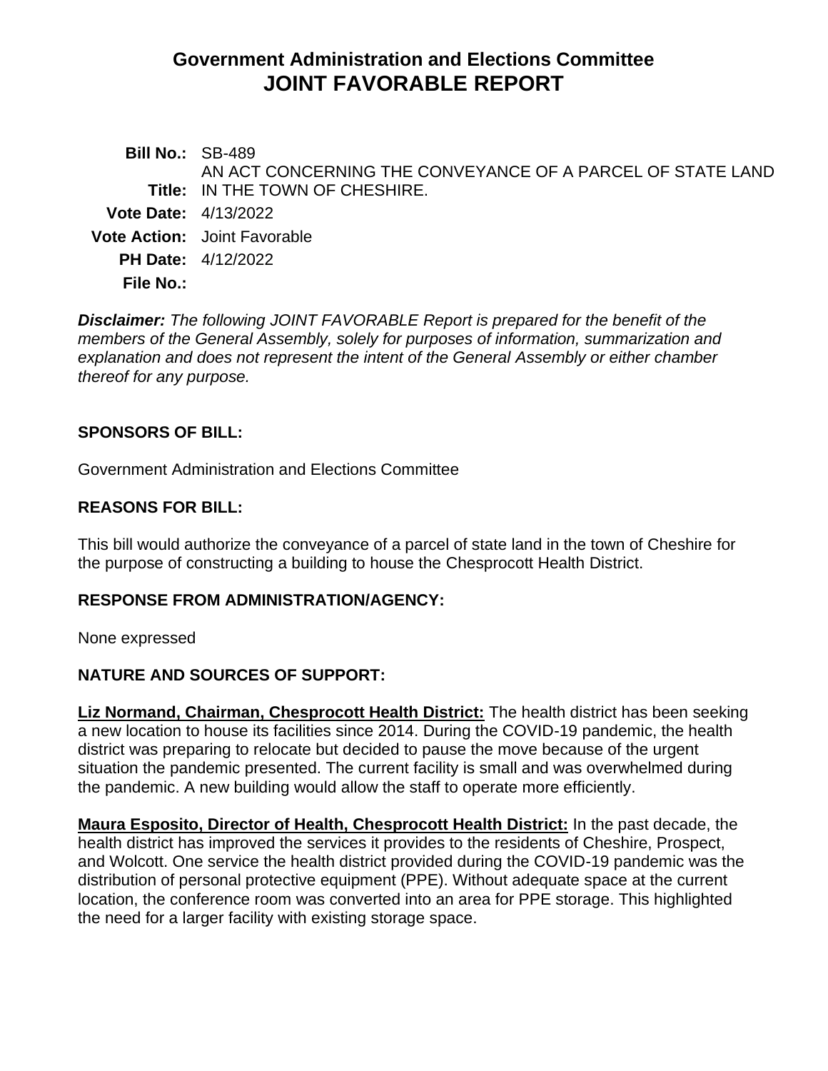# Government Administration and Elections Committee
# JOINT FAVORABLE REPORT

**Bill No.:** SB-489

**Title:** AN ACT CONCERNING THE CONVEYANCE OF A PARCEL OF STATE LAND IN THE TOWN OF CHESHIRE.

**Vote Date:** 4/13/2022

**Vote Action:** Joint Favorable

**PH Date:** 4/12/2022

**File No.:**

***Disclaimer:*** *The following JOINT FAVORABLE Report is prepared for the benefit of the members of the General Assembly, solely for purposes of information, summarization and explanation and does not represent the intent of the General Assembly or either chamber thereof for any purpose.*

## SPONSORS OF BILL:

Government Administration and Elections Committee

## REASONS FOR BILL:

This bill would authorize the conveyance of a parcel of state land in the town of Cheshire for the purpose of constructing a building to house the Chesprocott Health District.

## RESPONSE FROM ADMINISTRATION/AGENCY:

None expressed

## NATURE AND SOURCES OF SUPPORT:

**Liz Normand, Chairman, Chesprocott Health District:** The health district has been seeking a new location to house its facilities since 2014. During the COVID-19 pandemic, the health district was preparing to relocate but decided to pause the move because of the urgent situation the pandemic presented. The current facility is small and was overwhelmed during the pandemic. A new building would allow the staff to operate more efficiently.

**Maura Esposito, Director of Health, Chesprocott Health District:** In the past decade, the health district has improved the services it provides to the residents of Cheshire, Prospect, and Wolcott. One service the health district provided during the COVID-19 pandemic was the distribution of personal protective equipment (PPE). Without adequate space at the current location, the conference room was converted into an area for PPE storage. This highlighted the need for a larger facility with existing storage space.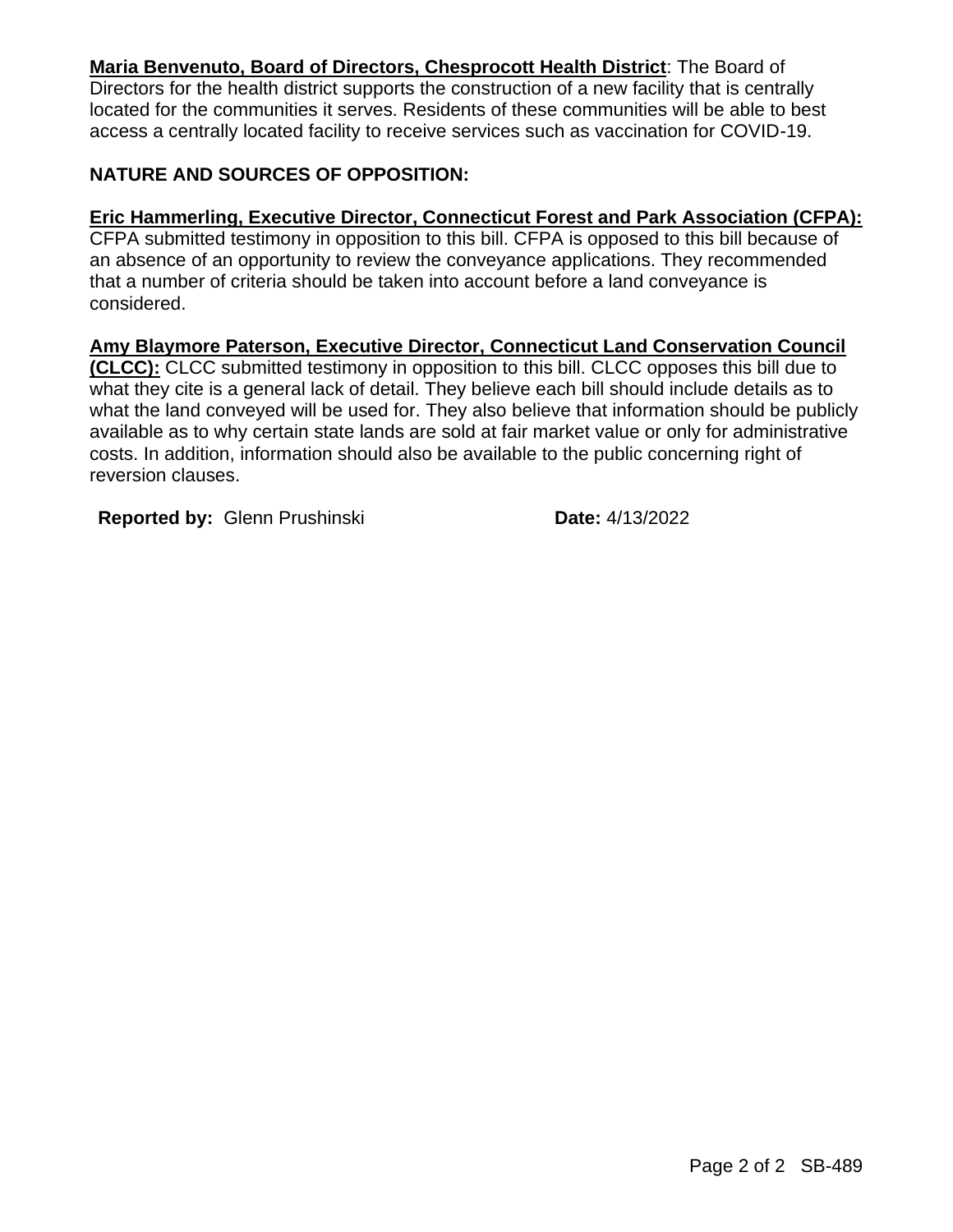**Maria Benvenuto, Board of Directors, Chesprocott Health District**: The Board of Directors for the health district supports the construction of a new facility that is centrally located for the communities it serves. Residents of these communities will be able to best access a centrally located facility to receive services such as vaccination for COVID-19.

**NATURE AND SOURCES OF OPPOSITION:**

**Eric Hammerling, Executive Director, Connecticut Forest and Park Association (CFPA):** CFPA submitted testimony in opposition to this bill. CFPA is opposed to this bill because of an absence of an opportunity to review the conveyance applications. They recommended that a number of criteria should be taken into account before a land conveyance is considered.

**Amy Blaymore Paterson, Executive Director, Connecticut Land Conservation Council (CLCC):** CLCC submitted testimony in opposition to this bill. CLCC opposes this bill due to what they cite is a general lack of detail. They believe each bill should include details as to what the land conveyed will be used for. They also believe that information should be publicly available as to why certain state lands are sold at fair market value or only for administrative costs. In addition, information should also be available to the public concerning right of reversion clauses.

**Reported by:** Glenn Prushinski **Date:** 4/13/2022